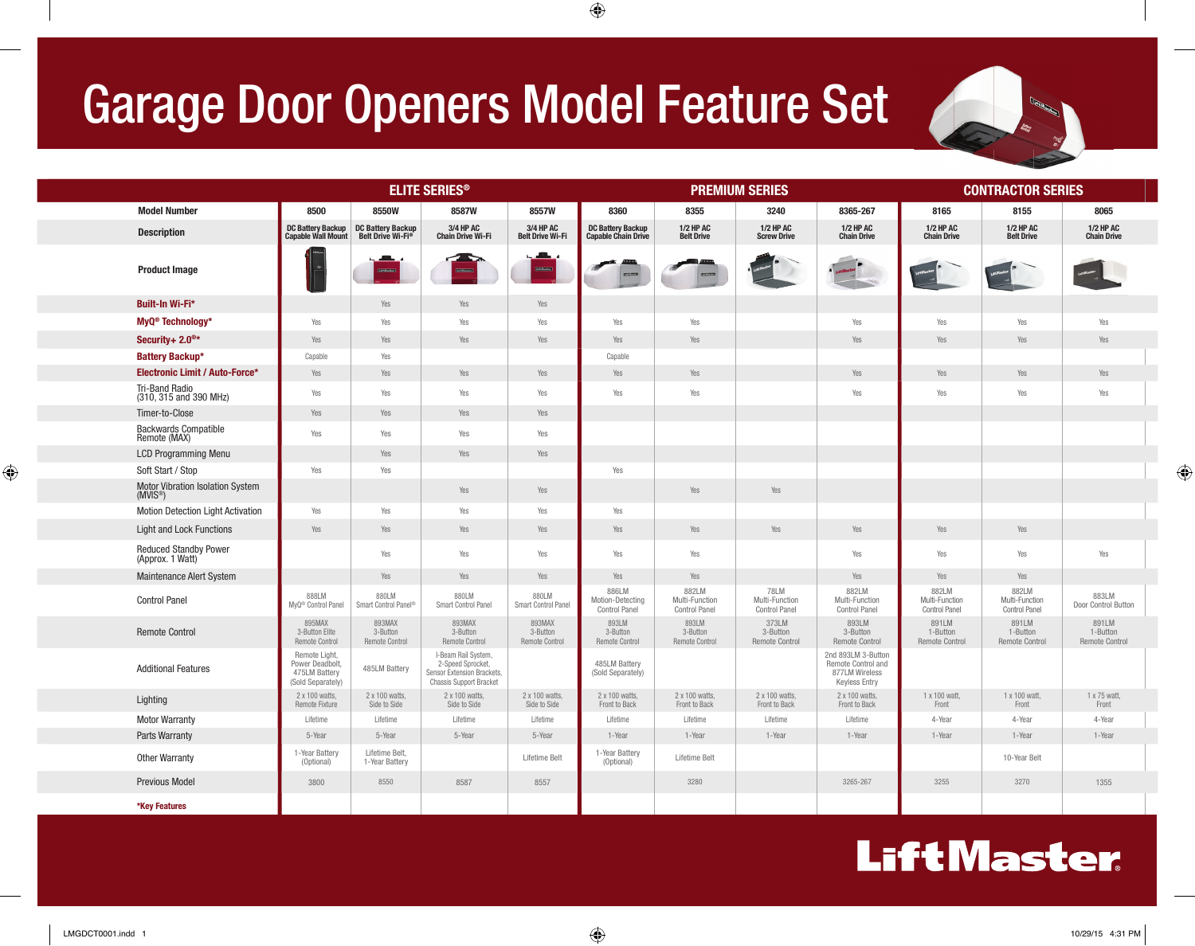# Garage Door Openers Model Feature Set

| | ELITE SERIES® | | | | PREMIUM SERIES | | | | CONTRACTOR SERIES | | |
|---|---|---|---|---|---|---|---|---|---|---|---|
| **Model Number** | 8500 | 8550W | 8587W | 8557W | 8360 | 8355 | 3240 | 8365-267 | 8165 | 8155 | 8065 |
| **Description** | DC Battery Backup Capable Wall Mount | DC Battery Backup Belt Drive Wi-Fi® | 3/4 HP AC Chain Drive Wi-Fi | 3/4 HP AC Belt Drive Wi-Fi | DC Battery Backup Capable Chain Drive | 1/2 HP AC Belt Drive | 1/2 HP AC Screw Drive | 1/2 HP AC Chain Drive | 1/2 HP AC Chain Drive | 1/2 HP AC Belt Drive | 1/2 HP AC Chain Drive |
| **Product Image** | | | | | | | | | | | |
| **Built-In Wi-Fi*** | | Yes | Yes | Yes | | | | | | | |
| **MyQ® Technology*** | Yes | Yes | Yes | Yes | Yes | Yes | | Yes | Yes | Yes | Yes |
| **Security+ 2.0®*** | Yes | Yes | Yes | Yes | Yes | Yes | | Yes | Yes | Yes | Yes |
| **Battery Backup*** | Capable | Yes | | | Capable | | | | | | |
| **Electronic Limit / Auto-Force*** | Yes | Yes | Yes | Yes | Yes | Yes | | Yes | Yes | Yes | Yes |
| Tri-Band Radio (310, 315 and 390 MHz) | Yes | Yes | Yes | Yes | Yes | Yes | | Yes | Yes | Yes | Yes |
| Timer-to-Close | Yes | Yes | Yes | Yes | | | | | | | |
| Backwards Compatible Remote (MAX) | Yes | Yes | Yes | Yes | | | | | | | |
| LCD Programming Menu | | Yes | Yes | Yes | | | | | | | |
| Soft Start / Stop | Yes | Yes | | | Yes | | | | | | |
| Motor Vibration Isolation System (MVIS®) | | | Yes | Yes | | Yes | Yes | | | | |
| Motion Detection Light Activation | Yes | Yes | Yes | Yes | Yes | | | | | | |
| Light and Lock Functions | Yes | Yes | Yes | Yes | Yes | Yes | Yes | Yes | Yes | Yes | |
| Reduced Standby Power (Approx. 1 Watt) | | Yes | Yes | Yes | Yes | Yes | | Yes | Yes | Yes | Yes |
| Maintenance Alert System | | Yes | Yes | Yes | Yes | Yes | | Yes | Yes | Yes | |
| Control Panel | 888LM MyQ® Control Panel | 880LM Smart Control Panel® | 880LM Smart Control Panel | 880LM Smart Control Panel | 886LM Motion-Detecting Control Panel | 882LM Multi-Function Control Panel | 78LM Multi-Function Control Panel | 882LM Multi-Function Control Panel | 882LM Multi-Function Control Panel | 882LM Multi-Function Control Panel | 883LM Door Control Button |
| Remote Control | 895MAX 3-Button Elite Remote Control | 893MAX 3-Button Remote Control | 893MAX 3-Button Remote Control | 893MAX 3-Button Remote Control | 893LM 3-Button Remote Control | 893LM 3-Button Remote Control | 373LM 3-Button Remote Control | 893LM 3-Button Remote Control | 891LM 1-Button Remote Control | 891LM 1-Button Remote Control | 891LM 1-Button Remote Control |
| Additional Features | Remote Light, Power Deadbolt, 475LM Battery (Sold Separately) | 485LM Battery | I-Beam Rail System, 2-Speed Sprocket, Sensor Extension Brackets, Chassis Support Bracket | | 485LM Battery (Sold Separately) | | | 2nd 893LM 3-Button Remote Control and 877LM Wireless Keyless Entry | | | |
| Lighting | 2 x 100 watts, Remote Fixture | 2 x 100 watts, Side to Side | 2 x 100 watts, Side to Side | 2 x 100 watts, Side to Side | 2 x 100 watts, Front to Back | 2 x 100 watts, Front to Back | 2 x 100 watts, Front to Back | 2 x 100 watts, Front to Back | 1 x 100 watt, Front | 1 x 100 watt, Front | 1 x 75 watt, Front |
| Motor Warranty | Lifetime | Lifetime | Lifetime | Lifetime | Lifetime | Lifetime | Lifetime | Lifetime | 4-Year | 4-Year | 4-Year |
| Parts Warranty | 5-Year | 5-Year | 5-Year | 5-Year | 1-Year | 1-Year | 1-Year | 1-Year | 1-Year | 1-Year | 1-Year |
| Other Warranty | 1-Year Battery (Optional) | Lifetime Belt, 1-Year Battery | | Lifetime Belt | 1-Year Battery (Optional) | Lifetime Belt | | | | 10-Year Belt | |
| Previous Model | 3800 | 8550 | 8587 | 8557 | | 3280 | | 3265-267 | 3255 | 3270 | 1355 |
| ***Key Features** | | | | | | | | | | | |

LiftMaster®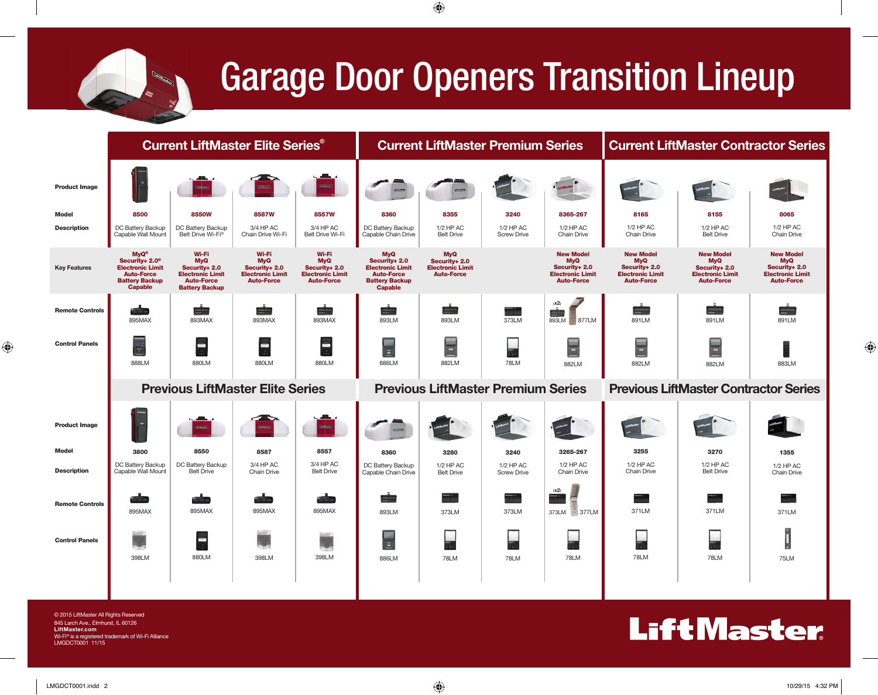# Garage Door Openers Transition Lineup

| | Current LiftMaster Elite Series® | | | | Current LiftMaster Premium Series | | | | Current LiftMaster Contractor Series | | |
|---|---|---|---|---|---|---|---|---|---|---|---|
| **Product Image** | | | | | | | | | | | |
| **Model** | 8500 | 8550W | 8587W | 8557W | 8360 | 8355 | 3240 | 8365-267 | 8165 | 8155 | 8065 |
| **Description** | DC Battery Backup Capable Wall Mount | DC Battery Backup Belt Drive Wi-Fi® | 3/4 HP AC Chain Drive Wi-Fi | 3/4 HP AC Belt Drive Wi-Fi | DC Battery Backup Capable Chain Drive | 1/2 HP AC Belt Drive | 1/2 HP AC Screw Drive | 1/2 HP AC Chain Drive | 1/2 HP AC Chain Drive | 1/2 HP AC Belt Drive | 1/2 HP AC Chain Drive |
| **Key Features** | MyQ® Security+ 2.0® Electronic Limit Auto-Force Battery Backup Capable | Wi-Fi MyQ Security+ 2.0 Electronic Limit Auto-Force Battery Backup | Wi-Fi MyQ Security+ 2.0 Electronic Limit Auto-Force | Wi-Fi MyQ Security+ 2.0 Electronic Limit Auto-Force | MyQ Security+ 2.0 Electronic Limit Auto-Force Battery Backup Capable | MyQ Security+ 2.0 Electronic Limit Auto-Force | | New Model MyQ Security+ 2.0 Electronic Limit Auto-Force | New Model MyQ Security+ 2.0 Electronic Limit Auto-Force | New Model MyQ Security+ 2.0 Electronic Limit Auto-Force | New Model MyQ Security+ 2.0 Electronic Limit Auto-Force |
| **Remote Controls** | 895MAX | 893MAX | 893MAX | 893MAX | 893LM | 893LM | 373LM | (x2) 893LM 877LM | 891LM | 891LM | 891LM |
| **Control Panels** | 888LM | 880LM | 880LM | 880LM | 886LM | 882LM | 78LM | 882LM | 882LM | 882LM | 883LM |

| | Previous LiftMaster Elite Series | | | | Previous LiftMaster Premium Series | | | | Previous LiftMaster Contractor Series | | |
|---|---|---|---|---|---|---|---|---|---|---|---|
| **Product Image** | | | | | | | | | | | |
| **Model** | 3800 | 8550 | 8587 | 8557 | 8360 | 3280 | 3240 | 3265-267 | 3255 | 3270 | 1355 |
| **Description** | DC Battery Backup Capable Wall Mount | DC Battery Backup Belt Drive | 3/4 HP AC Chain Drive | 3/4 HP AC Belt Drive | DC Battery Backup Capable Chain Drive | 1/2 HP AC Belt Drive | 1/2 HP AC Screw Drive | 1/2 HP AC Chain Drive | 1/2 HP AC Chain Drive | 1/2 HP AC Belt Drive | 1/2 HP AC Chain Drive |
| **Remote Controls** | 895MAX | 895MAX | 895MAX | 895MAX | 893LM | 373LM | 373LM | (x2) 373LM 377LM | 371LM | 371LM | 371LM |
| **Control Panels** | 398LM | 880LM | 398LM | 398LM | 886LM | 78LM | 78LM | 78LM | 78LM | 78LM | 75LM |

© 2015 LiftMaster All Rights Reserved
845 Larch Ave., Elmhurst, IL 60126
**LiftMaster.com**
Wi-Fi® is a registered trademark of Wi-Fi Alliance
LMGDCT0001 11/15

**LiftMaster®**